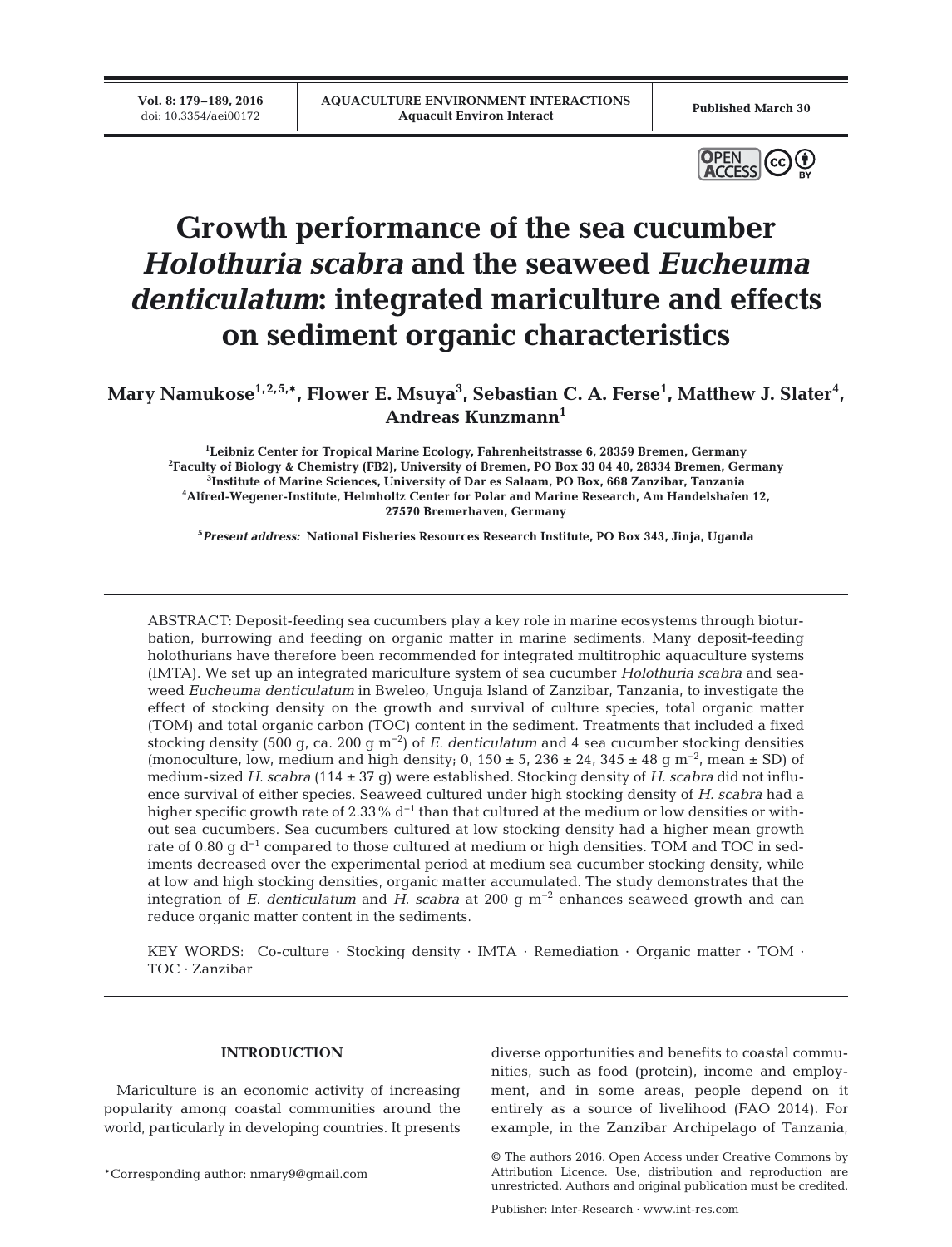# Growth performance of the sea cucumber *Holothuria scabra* and the seaweed *Eucheuma denticulatum*: integrated mariculture and effects on sediment organic characteristics

**Mary Namukose[1,2,5,*], Flower E. Msuya[3], Sebastian C. A. Ferse[1], Matthew J. Slater[4], Andreas Kunzmann[1]**

[1]Leibniz Center for Tropical Marine Ecology, Fahrenheitstrasse 6, 28359 Bremen, Germany
[2]Faculty of Biology & Chemistry (FB2), University of Bremen, PO Box 33 04 40, 28334 Bremen, Germany
[3]Institute of Marine Sciences, University of Dar es Salaam, PO Box, 668 Zanzibar, Tanzania
[4]Alfred-Wegener-Institute, Helmholtz Center for Polar and Marine Research, Am Handelshafen 12, 27570 Bremerhaven, Germany

[5]*Present address:* National Fisheries Resources Research Institute, PO Box 343, Jinja, Uganda

ABSTRACT: Deposit-feeding sea cucumbers play a key role in marine ecosystems through bioturbation, burrowing and feeding on organic matter in marine sediments. Many deposit-feeding holothurians have therefore been recommended for integrated multitrophic aquaculture systems (IMTA). We set up an integrated mariculture system of sea cucumber *Holothuria scabra* and seaweed *Eucheuma denticulatum* in Bweleo, Unguja Island of Zanzibar, Tanzania, to investigate the effect of stocking density on the growth and survival of culture species, total organic matter (TOM) and total organic carbon (TOC) content in the sediment. Treatments that included a fixed stocking density (500 g, ca. 200 g $m^{-2}$) of *E. denticulatum* and 4 sea cucumber stocking densities (monoculture, low, medium and high density; 0, 150 ± 5, 236 ± 24, 345 ± 48 g $m^{-2}$, mean ± SD) of medium-sized *H. scabra* (114 ± 37 g) were established. Stocking density of *H. scabra* did not influence survival of either species. Seaweed cultured under high stocking density of *H. scabra* had a higher specific growth rate of 2.33% $d^{-1}$ than that cultured at the medium or low densities or without sea cucumbers. Sea cucumbers cultured at low stocking density had a higher mean growth rate of 0.80 g $d^{-1}$ compared to those cultured at medium or high densities. TOM and TOC in sediments decreased over the experimental period at medium sea cucumber stocking density, while at low and high stocking densities, organic matter accumulated. The study demonstrates that the integration of *E. denticulatum* and *H. scabra* at 200 g $m^{-2}$ enhances seaweed growth and can reduce organic matter content in the sediments.

KEY WORDS: Co-culture · Stocking density · IMTA · Remediation · Organic matter · TOM · TOC · Zanzibar

## INTRODUCTION

Mariculture is an economic activity of increasing popularity among coastal communities around the world, particularly in developing countries. It presents diverse opportunities and benefits to coastal communities, such as food (protein), income and employment, and in some areas, people depend on it entirely as a source of livelihood (FAO 2014). For example, in the Zanzibar Archipelago of Tanzania,

*Corresponding author: nmary9@gmail.com

© The authors 2016. Open Access under Creative Commons by Attribution Licence. Use, distribution and reproduction are unrestricted. Authors and original publication must be credited.

Publisher: Inter-Research · www.int-res.com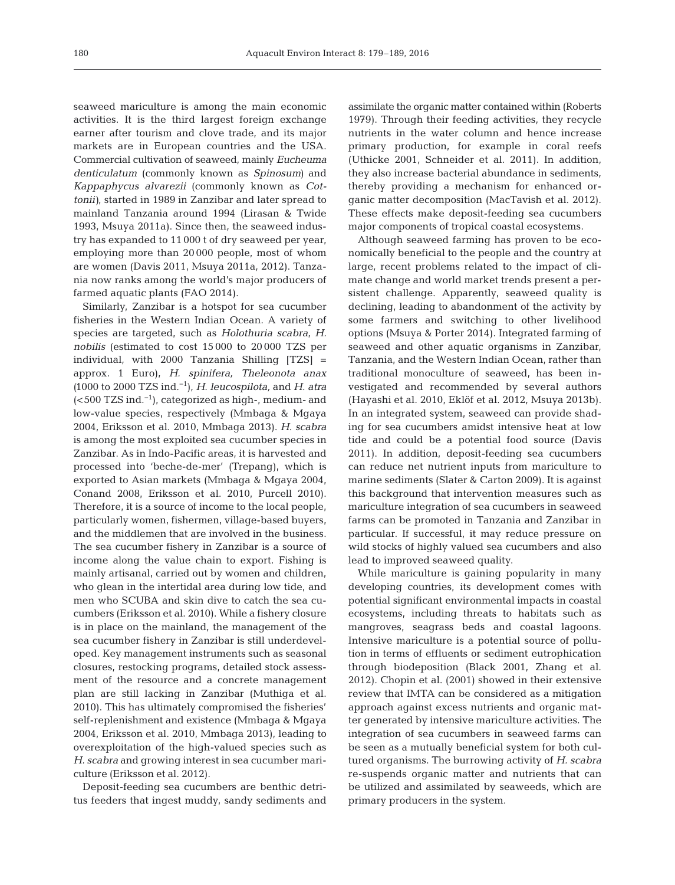seaweed mariculture is among the main economic activities. It is the third largest foreign exchange earner after tourism and clove trade, and its major markets are in European countries and the USA. Commercial cultivation of seaweed, mainly *Eucheuma denticulatum* (commonly known as *Spinosum*) and *Kappaphycus alvarezii* (commonly known as *Cottonii*), started in 1989 in Zanzibar and later spread to mainland Tanzania around 1994 (Lirasan & Twide 1993, Msuya 2011a). Since then, the seaweed industry has expanded to 11 000 t of dry seaweed per year, employing more than 20 000 people, most of whom are women (Davis 2011, Msuya 2011a, 2012). Tanzania now ranks among the world's major producers of farmed aquatic plants (FAO 2014).

Similarly, Zanzibar is a hotspot for sea cucumber fisheries in the Western Indian Ocean. A variety of species are targeted, such as *Holothuria scabra*, *H. nobilis* (estimated to cost 15 000 to 20 000 TZS per individual, with 2000 Tanzania Shilling [TZS] = approx. 1 Euro), *H. spinifera, Theleonota anax* (1000 to 2000 TZS ind.$^{-1}$), *H. leucospilota,* and *H. atra* (<500 TZS ind.$^{-1}$), categorized as high-, medium- and low-value species, respectively (Mmbaga & Mgaya 2004, Eriksson et al. 2010, Mmbaga 2013). *H. scabra* is among the most exploited sea cucumber species in Zanzibar. As in Indo-Pacific areas, it is harvested and processed into 'beche-de-mer' (Trepang), which is exported to Asian markets (Mmbaga & Mgaya 2004, Conand 2008, Eriksson et al. 2010, Purcell 2010). Therefore, it is a source of income to the local people, particularly women, fishermen, village-based buyers, and the middlemen that are involved in the business. The sea cucumber fishery in Zanzibar is a source of income along the value chain to export. Fishing is mainly artisanal, carried out by women and children, who glean in the intertidal area during low tide, and men who SCUBA and skin dive to catch the sea cucumbers (Eriksson et al. 2010). While a fishery closure is in place on the mainland, the management of the sea cucumber fishery in Zanzibar is still underdeveloped. Key management instruments such as seasonal closures, restocking programs, detailed stock assessment of the resource and a concrete management plan are still lacking in Zanzibar (Muthiga et al. 2010). This has ultimately compromised the fisheries' self-replenishment and existence (Mmbaga & Mgaya 2004, Eriksson et al. 2010, Mmbaga 2013), leading to overexploitation of the high-valued species such as *H. scabra* and growing interest in sea cucumber mariculture (Eriksson et al. 2012).

Deposit-feeding sea cucumbers are benthic detritus feeders that ingest muddy, sandy sediments and assimilate the organic matter contained within (Roberts 1979). Through their feeding activities, they recycle nutrients in the water column and hence increase primary production, for example in coral reefs (Uthicke 2001, Schneider et al. 2011). In addition, they also increase bacterial abundance in sediments, thereby providing a mechanism for enhanced organic matter decomposition (MacTavish et al. 2012). These effects make deposit-feeding sea cucumbers major components of tropical coastal ecosystems.

Although seaweed farming has proven to be economically beneficial to the people and the country at large, recent problems related to the impact of climate change and world market trends present a persistent challenge. Apparently, seaweed quality is declining, leading to abandonment of the activity by some farmers and switching to other livelihood options (Msuya & Porter 2014). Integrated farming of seaweed and other aquatic organisms in Zanzibar, Tanzania, and the Western Indian Ocean, rather than traditional monoculture of seaweed, has been investigated and recommended by several authors (Hayashi et al. 2010, Eklöf et al. 2012, Msuya 2013b). In an integrated system, seaweed can provide shading for sea cucumbers amidst intensive heat at low tide and could be a potential food source (Davis 2011). In addition, deposit-feeding sea cucumbers can reduce net nutrient inputs from mariculture to marine sediments (Slater & Carton 2009). It is against this background that intervention measures such as mariculture integration of sea cucumbers in seaweed farms can be promoted in Tanzania and Zanzibar in particular. If successful, it may reduce pressure on wild stocks of highly valued sea cucumbers and also lead to improved seaweed quality.

While mariculture is gaining popularity in many developing countries, its development comes with potential significant environmental impacts in coastal ecosystems, including threats to habitats such as mangroves, seagrass beds and coastal lagoons. Intensive mariculture is a potential source of pollution in terms of effluents or sediment eutrophication through biodeposition (Black 2001, Zhang et al. 2012). Chopin et al. (2001) showed in their extensive review that IMTA can be considered as a mitigation approach against excess nutrients and organic matter generated by intensive mariculture activities. The integration of sea cucumbers in seaweed farms can be seen as a mutually beneficial system for both cultured organisms. The burrowing activity of *H. scabra* re-suspends organic matter and nutrients that can be utilized and assimilated by seaweeds, which are primary producers in the system.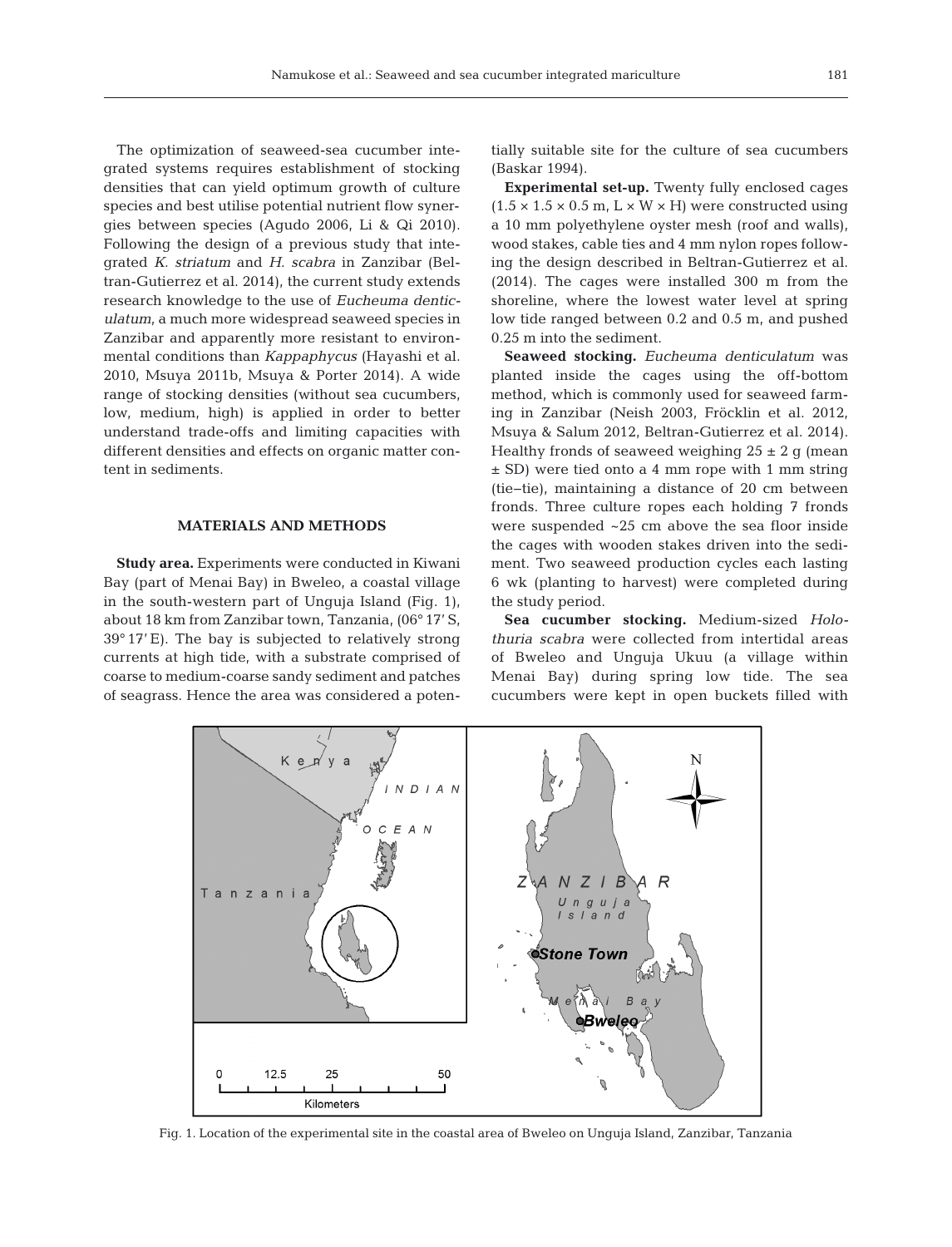The optimization of seaweed-sea cucumber integrated systems requires establishment of stocking densities that can yield optimum growth of culture species and best utilise potential nutrient flow synergies between species (Agudo 2006, Li & Qi 2010). Following the design of a previous study that integrated *K. striatum* and *H. scabra* in Zanzibar (Beltran-Gutierrez et al. 2014), the current study extends research knowledge to the use of *Eucheuma denticulatum*, a much more widespread seaweed species in Zanzibar and apparently more resistant to environmental conditions than *Kappaphycus* (Hayashi et al. 2010, Msuya 2011b, Msuya & Porter 2014). A wide range of stocking densities (without sea cucumbers, low, medium, high) is applied in order to better understand trade-offs and limiting capacities with different densities and effects on organic matter content in sediments.

## MATERIALS AND METHODS

**Study area.** Experiments were conducted in Kiwani Bay (part of Menai Bay) in Bweleo, a coastal village in the south-western part of Unguja Island (Fig. 1), about 18 km from Zanzibar town, Tanzania, (06° 17′ S, 39° 17′ E). The bay is subjected to relatively strong currents at high tide, with a substrate comprised of coarse to medium-coarse sandy sediment and patches of seagrass. Hence the area was considered a potentially suitable site for the culture of sea cucumbers (Baskar 1994).

**Experimental set-up.** Twenty fully enclosed cages (1.5 × 1.5 × 0.5 m, L × W × H) were constructed using a 10 mm polyethylene oyster mesh (roof and walls), wood stakes, cable ties and 4 mm nylon ropes following the design described in Beltran-Gutierrez et al. (2014). The cages were installed 300 m from the shoreline, where the lowest water level at spring low tide ranged between 0.2 and 0.5 m, and pushed 0.25 m into the sediment.

**Seaweed stocking.** *Eucheuma denticulatum* was planted inside the cages using the off-bottom method, which is commonly used for seaweed farming in Zanzibar (Neish 2003, Fröcklin et al. 2012, Msuya & Salum 2012, Beltran-Gutierrez et al. 2014). Healthy fronds of seaweed weighing 25 ± 2 g (mean ± SD) were tied onto a 4 mm rope with 1 mm string (tie–tie), maintaining a distance of 20 cm between fronds. Three culture ropes each holding 7 fronds were suspended ~25 cm above the sea floor inside the cages with wooden stakes driven into the sediment. Two seaweed production cycles each lasting 6 wk (planting to harvest) were completed during the study period.

**Sea cucumber stocking.** Medium-sized *Holothuria scabra* were collected from intertidal areas of Bweleo and Unguja Ukuu (a village within Menai Bay) during spring low tide. The sea cucumbers were kept in open buckets filled with

Fig. 1. Location of the experimental site in the coastal area of Bweleo on Unguja Island, Zanzibar, Tanzania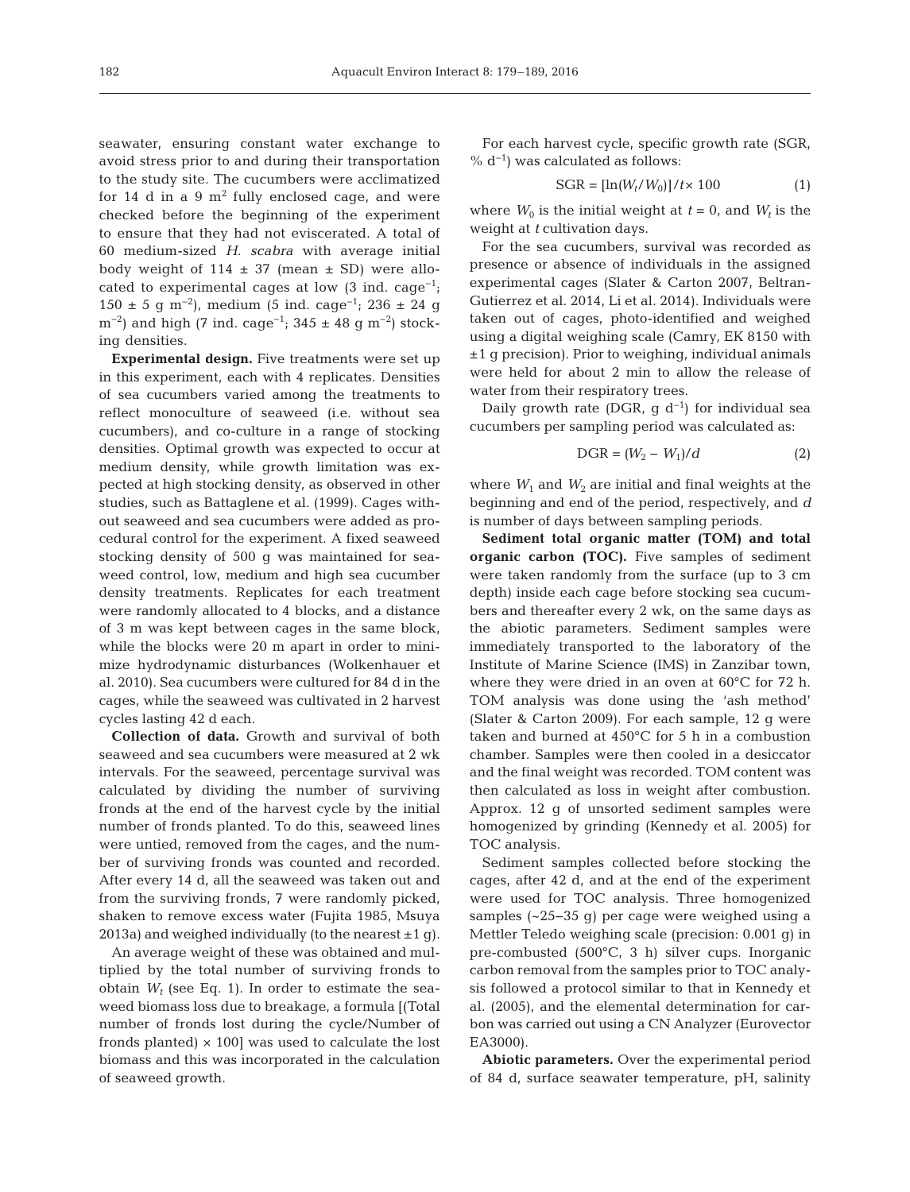seawater, ensuring constant water exchange to avoid stress prior to and during their transportation to the study site. The cucumbers were acclimatized for 14 d in a 9 $m^2$ fully enclosed cage, and were checked before the beginning of the experiment to ensure that they had not eviscerated. A total of 60 medium-sized *H. scabra* with average initial body weight of 114 ± 37 (mean ± SD) were allocated to experimental cages at low (3 ind. $cage^{-1}$; 150 ± 5 g $m^{-2}$), medium (5 ind. $cage^{-1}$; 236 ± 24 g $m^{-2}$) and high (7 ind. $cage^{-1}$; 345 ± 48 g $m^{-2}$) stocking densities.

**Experimental design.** Five treatments were set up in this experiment, each with 4 replicates. Densities of sea cucumbers varied among the treatments to reflect monoculture of seaweed (i.e. without sea cucumbers), and co-culture in a range of stocking densities. Optimal growth was expected to occur at medium density, while growth limitation was expected at high stocking density, as observed in other studies, such as Battaglene et al. (1999). Cages without seaweed and sea cucumbers were added as procedural control for the experiment. A fixed seaweed stocking density of 500 g was maintained for seaweed control, low, medium and high sea cucumber density treatments. Replicates for each treatment were randomly allocated to 4 blocks, and a distance of 3 m was kept between cages in the same block, while the blocks were 20 m apart in order to minimize hydrodynamic disturbances (Wolkenhauer et al. 2010). Sea cucumbers were cultured for 84 d in the cages, while the seaweed was cultivated in 2 harvest cycles lasting 42 d each.

**Collection of data.** Growth and survival of both seaweed and sea cucumbers were measured at 2 wk intervals. For the seaweed, percentage survival was calculated by dividing the number of surviving fronds at the end of the harvest cycle by the initial number of fronds planted. To do this, seaweed lines were untied, removed from the cages, and the number of surviving fronds was counted and recorded. After every 14 d, all the seaweed was taken out and from the surviving fronds, 7 were randomly picked, shaken to remove excess water (Fujita 1985, Msuya 2013a) and weighed individually (to the nearest ±1 g).

An average weight of these was obtained and multiplied by the total number of surviving fronds to obtain $W_t$ (see Eq. 1). In order to estimate the seaweed biomass loss due to breakage, a formula [(Total number of fronds lost during the cycle/Number of fronds planted) × 100] was used to calculate the lost biomass and this was incorporated in the calculation of seaweed growth.

For each harvest cycle, specific growth rate (SGR, % $d^{-1}$) was calculated as follows:

$$\mathrm{SGR} = [\ln(W_t/W_0)]/t \times 100 \quad (1)$$

where $W_0$ is the initial weight at $t = 0$, and $W_t$ is the weight at $t$ cultivation days.

For the sea cucumbers, survival was recorded as presence or absence of individuals in the assigned experimental cages (Slater & Carton 2007, Beltran-Gutierrez et al. 2014, Li et al. 2014). Individuals were taken out of cages, photo-identified and weighed using a digital weighing scale (Camry, EK 8150 with ±1 g precision). Prior to weighing, individual animals were held for about 2 min to allow the release of water from their respiratory trees.

Daily growth rate (DGR, g $d^{-1}$) for individual sea cucumbers per sampling period was calculated as:

$$\mathrm{DGR} = (W_2 - W_1)/d \quad (2)$$

where $W_1$ and $W_2$ are initial and final weights at the beginning and end of the period, respectively, and $d$ is number of days between sampling periods.

**Sediment total organic matter (TOM) and total organic carbon (TOC).** Five samples of sediment were taken randomly from the surface (up to 3 cm depth) inside each cage before stocking sea cucumbers and thereafter every 2 wk, on the same days as the abiotic parameters. Sediment samples were immediately transported to the laboratory of the Institute of Marine Science (IMS) in Zanzibar town, where they were dried in an oven at 60°C for 72 h. TOM analysis was done using the 'ash method' (Slater & Carton 2009). For each sample, 12 g were taken and burned at 450°C for 5 h in a combustion chamber. Samples were then cooled in a desiccator and the final weight was recorded. TOM content was then calculated as loss in weight after combustion. Approx. 12 g of unsorted sediment samples were homogenized by grinding (Kennedy et al. 2005) for TOC analysis.

Sediment samples collected before stocking the cages, after 42 d, and at the end of the experiment were used for TOC analysis. Three homogenized samples (~25–35 g) per cage were weighed using a Mettler Teledo weighing scale (precision: 0.001 g) in pre-combusted (500°C, 3 h) silver cups. Inorganic carbon removal from the samples prior to TOC analysis followed a protocol similar to that in Kennedy et al. (2005), and the elemental determination for carbon was carried out using a CN Analyzer (Eurovector EA3000).

**Abiotic parameters.** Over the experimental period of 84 d, surface seawater temperature, pH, salinity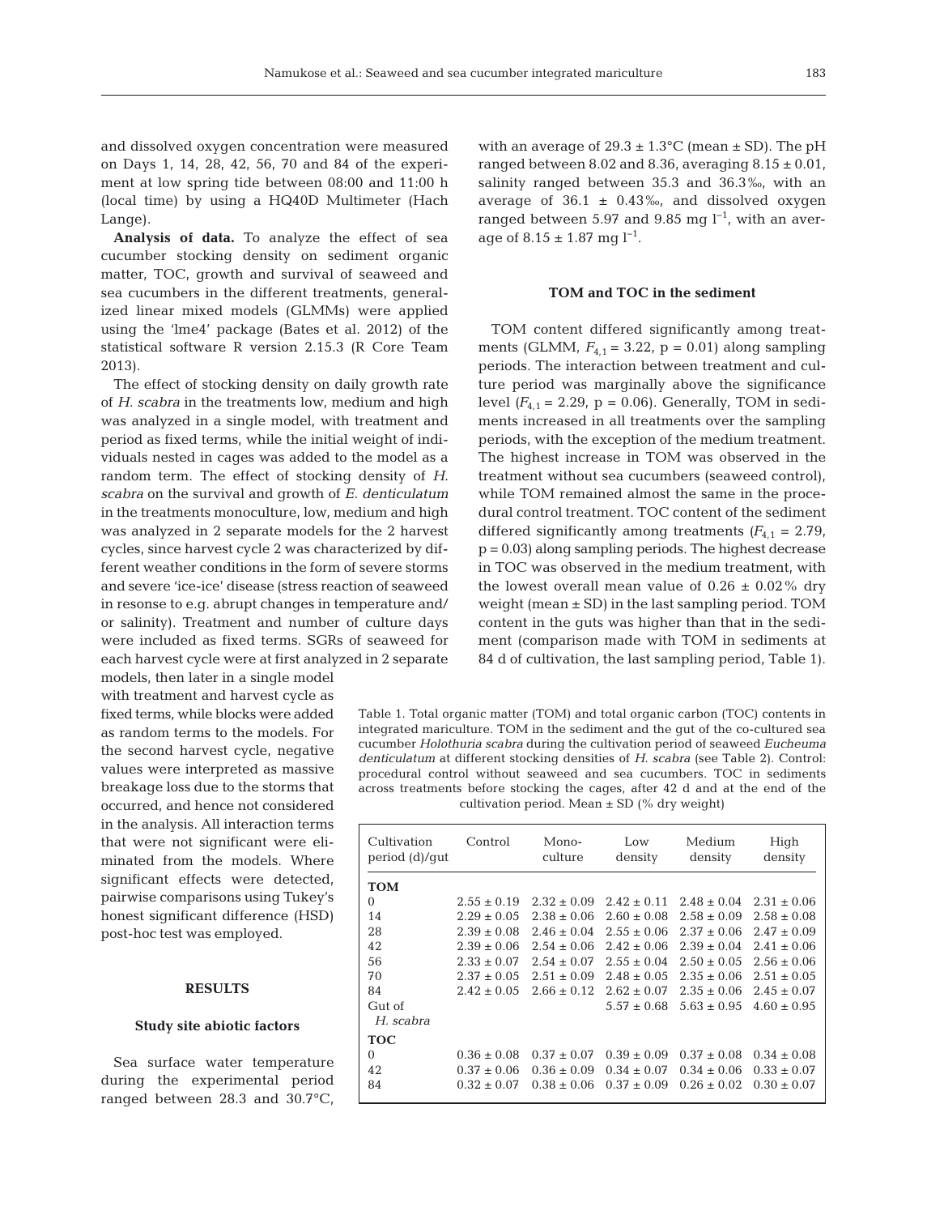and dissolved oxygen concentration were measured on Days 1, 14, 28, 42, 56, 70 and 84 of the experiment at low spring tide between 08:00 and 11:00 h (local time) by using a HQ40D Multimeter (Hach Lange).

**Analysis of data.** To analyze the effect of sea cucumber stocking density on sediment organic matter, TOC, growth and survival of seaweed and sea cucumbers in the different treatments, generalized linear mixed models (GLMMs) were applied using the 'lme4' package (Bates et al. 2012) of the statistical software R version 2.15.3 (R Core Team 2013).

The effect of stocking density on daily growth rate of *H. scabra* in the treatments low, medium and high was analyzed in a single model, with treatment and period as fixed terms, while the initial weight of individuals nested in cages was added to the model as a random term. The effect of stocking density of *H. scabra* on the survival and growth of *E. denticulatum* in the treatments monoculture, low, medium and high was analyzed in 2 separate models for the 2 harvest cycles, since harvest cycle 2 was characterized by different weather conditions in the form of severe storms and severe 'ice-ice' disease (stress reaction of seaweed in resonse to e.g. abrupt changes in temperature and/or salinity). Treatment and number of culture days were included as fixed terms. SGRs of seaweed for each harvest cycle were at first analyzed in 2 separate models, then later in a single model with treatment and harvest cycle as fixed terms, while blocks were added as random terms to the models. For the second harvest cycle, negative values were interpreted as massive breakage loss due to the storms that occurred, and hence not considered in the analysis. All interaction terms that were not significant were eliminated from the models. Where significant effects were detected, pairwise comparisons using Tukey's honest significant difference (HSD) post-hoc test was employed.

## RESULTS

### Study site abiotic factors

Sea surface water temperature during the experimental period ranged between 28.3 and 30.7°C, with an average of 29.3 ± 1.3°C (mean ± SD). The pH ranged between 8.02 and 8.36, averaging 8.15 ± 0.01, salinity ranged between 35.3 and 36.3‰, with an average of 36.1 ± 0.43‰, and dissolved oxygen ranged between 5.97 and 9.85 mg $l^{-1}$, with an average of 8.15 ± 1.87 mg $l^{-1}$.

### TOM and TOC in the sediment

TOM content differed significantly among treatments (GLMM, $F_{4,1} = 3.22$, $p = 0.01$) along sampling periods. The interaction between treatment and culture period was marginally above the significance level ($F_{4,1} = 2.29$, $p = 0.06$). Generally, TOM in sediments increased in all treatments over the sampling periods, with the exception of the medium treatment. The highest increase in TOM was observed in the treatment without sea cucumbers (seaweed control), while TOM remained almost the same in the procedural control treatment. TOC content of the sediment differed significantly among treatments ($F_{4,1} = 2.79$, $p = 0.03$) along sampling periods. The highest decrease in TOC was observed in the medium treatment, with the lowest overall mean value of 0.26 ± 0.02% dry weight (mean ± SD) in the last sampling period. TOM content in the guts was higher than that in the sediment (comparison made with TOM in sediments at 84 d of cultivation, the last sampling period, Table 1).

Table 1. Total organic matter (TOM) and total organic carbon (TOC) contents in integrated mariculture. TOM in the sediment and the gut of the co-cultured sea cucumber *Holothuria scabra* during the cultivation period of seaweed *Eucheuma denticulatum* at different stocking densities of *H. scabra* (see Table 2). Control: procedural control without seaweed and sea cucumbers. TOC in sediments across treatments before stocking the cages, after 42 d and at the end of the cultivation period. Mean ± SD (% dry weight)

| Cultivation period (d)/gut | Control | Mono-culture | Low density | Medium density | High density |
|---|---|---|---|---|---|
| **TOM** | | | | | |
| 0 | 2.55 ± 0.19 | 2.32 ± 0.09 | 2.42 ± 0.11 | 2.48 ± 0.04 | 2.31 ± 0.06 |
| 14 | 2.29 ± 0.05 | 2.38 ± 0.06 | 2.60 ± 0.08 | 2.58 ± 0.09 | 2.58 ± 0.08 |
| 28 | 2.39 ± 0.08 | 2.46 ± 0.04 | 2.55 ± 0.06 | 2.37 ± 0.06 | 2.47 ± 0.09 |
| 42 | 2.39 ± 0.06 | 2.54 ± 0.06 | 2.42 ± 0.06 | 2.39 ± 0.04 | 2.41 ± 0.06 |
| 56 | 2.33 ± 0.07 | 2.54 ± 0.07 | 2.55 ± 0.04 | 2.50 ± 0.05 | 2.56 ± 0.06 |
| 70 | 2.37 ± 0.05 | 2.51 ± 0.09 | 2.48 ± 0.05 | 2.35 ± 0.06 | 2.51 ± 0.05 |
| 84 | 2.42 ± 0.05 | 2.66 ± 0.12 | 2.62 ± 0.07 | 2.35 ± 0.06 | 2.45 ± 0.07 |
| Gut of *H. scabra* | | | 5.57 ± 0.68 | 5.63 ± 0.95 | 4.60 ± 0.95 |
| **TOC** | | | | | |
| 0 | 0.36 ± 0.08 | 0.37 ± 0.07 | 0.39 ± 0.09 | 0.37 ± 0.08 | 0.34 ± 0.08 |
| 42 | 0.37 ± 0.06 | 0.36 ± 0.09 | 0.34 ± 0.07 | 0.34 ± 0.06 | 0.33 ± 0.07 |
| 84 | 0.32 ± 0.07 | 0.38 ± 0.06 | 0.37 ± 0.09 | 0.26 ± 0.02 | 0.30 ± 0.07 |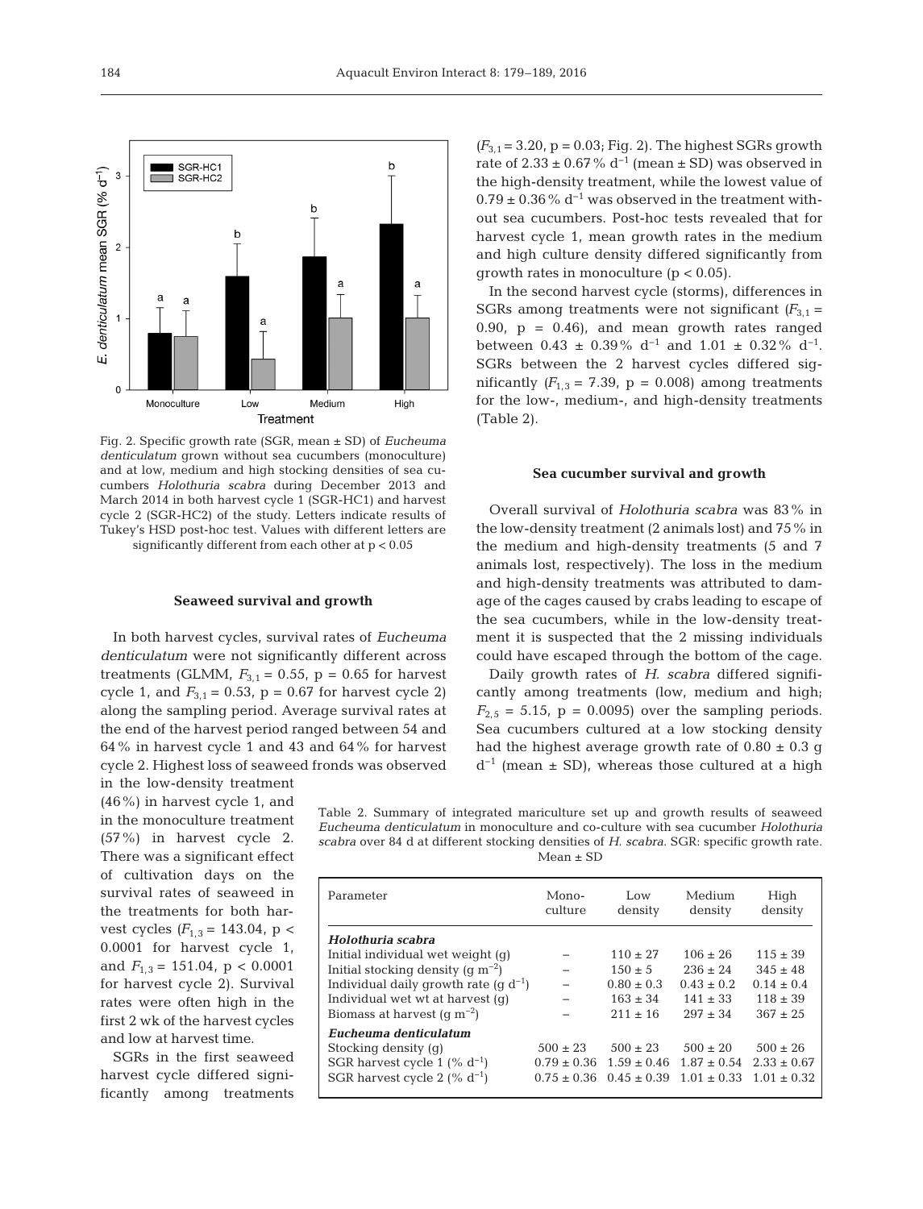Fig. 2. Specific growth rate (SGR, mean ± SD) of *Eucheuma denticulatum* grown without sea cucumbers (monoculture) and at low, medium and high stocking densities of sea cucumbers *Holothuria scabra* during December 2013 and March 2014 in both harvest cycle 1 (SGR-HC1) and harvest cycle 2 (SGR-HC2) of the study. Letters indicate results of Tukey's HSD post-hoc test. Values with different letters are significantly different from each other at $p < 0.05$

### Seaweed survival and growth

In both harvest cycles, survival rates of *Eucheuma denticulatum* were not significantly different across treatments (GLMM, $F_{3,1} = 0.55$, $p = 0.65$ for harvest cycle 1, and $F_{3,1} = 0.53$, $p = 0.67$ for harvest cycle 2) along the sampling period. Average survival rates at the end of the harvest period ranged between 54 and 64% in harvest cycle 1 and 43 and 64% for harvest cycle 2. Highest loss of seaweed fronds was observed in the low-density treatment (46%) in harvest cycle 1, and in the monoculture treatment (57%) in harvest cycle 2. There was a significant effect of cultivation days on the survival rates of seaweed in the treatments for both harvest cycles ($F_{1,3} = 143.04$, $p < 0.0001$ for harvest cycle 1, and $F_{1,3} = 151.04$, $p < 0.0001$ for harvest cycle 2). Survival rates were often high in the first 2 wk of the harvest cycles and low at harvest time.

SGRs in the first seaweed harvest cycle differed significantly among treatments ($F_{3,1} = 3.20$, $p = 0.03$; Fig. 2). The highest SGRs growth rate of $2.33 \pm 0.67\%$ $d^{-1}$ (mean ± SD) was observed in the high-density treatment, while the lowest value of $0.79 \pm 0.36\%$ $d^{-1}$ was observed in the treatment without sea cucumbers. Post-hoc tests revealed that for harvest cycle 1, mean growth rates in the medium and high culture density differed significantly from growth rates in monoculture ($p < 0.05$).

In the second harvest cycle (storms), differences in SGRs among treatments were not significant ($F_{3,1} = 0.90$, $p = 0.46$), and mean growth rates ranged between $0.43 \pm 0.39\%$ $d^{-1}$ and $1.01 \pm 0.32\%$ $d^{-1}$. SGRs between the 2 harvest cycles differed significantly ($F_{1,3} = 7.39$, $p = 0.008$) among treatments for the low-, medium-, and high-density treatments (Table 2).

### Sea cucumber survival and growth

Overall survival of *Holothuria scabra* was 83% in the low-density treatment (2 animals lost) and 75% in the medium and high-density treatments (5 and 7 animals lost, respectively). The loss in the medium and high-density treatments was attributed to damage of the cages caused by crabs leading to escape of the sea cucumbers, while in the low-density treatment it is suspected that the 2 missing individuals could have escaped through the bottom of the cage.

Daily growth rates of *H. scabra* differed significantly among treatments (low, medium and high; $F_{2,5} = 5.15$, $p = 0.0095$) over the sampling periods. Sea cucumbers cultured at a low stocking density had the highest average growth rate of $0.80 \pm 0.3$ g $d^{-1}$ (mean ± SD), whereas those cultured at a high

Table 2. Summary of integrated mariculture set up and growth results of seaweed *Eucheuma denticulatum* in monoculture and co-culture with sea cucumber *Holothuria scabra* over 84 d at different stocking densities of *H. scabra*. SGR: specific growth rate. Mean ± SD

| Parameter | Monoculture | Low density | Medium density | High density |
|---|---|---|---|---|
| ***Holothuria scabra*** | | | | |
| Initial individual wet weight (g) | – | 110 ± 27 | 106 ± 26 | 115 ± 39 |
| Initial stocking density (g $m^{-2}$) | – | 150 ± 5 | 236 ± 24 | 345 ± 48 |
| Individual daily growth rate (g $d^{-1}$) | – | 0.80 ± 0.3 | 0.43 ± 0.2 | 0.14 ± 0.4 |
| Individual wet wt at harvest (g) | – | 163 ± 34 | 141 ± 33 | 118 ± 39 |
| Biomass at harvest (g $m^{-2}$) | – | 211 ± 16 | 297 ± 34 | 367 ± 25 |
| ***Eucheuma denticulatum*** | | | | |
| Stocking density (g) | 500 ± 23 | 500 ± 23 | 500 ± 20 | 500 ± 26 |
| SGR harvest cycle 1 (% $d^{-1}$) | 0.79 ± 0.36 | 1.59 ± 0.46 | 1.87 ± 0.54 | 2.33 ± 0.67 |
| SGR harvest cycle 2 (% $d^{-1}$) | 0.75 ± 0.36 | 0.45 ± 0.39 | 1.01 ± 0.33 | 1.01 ± 0.32 |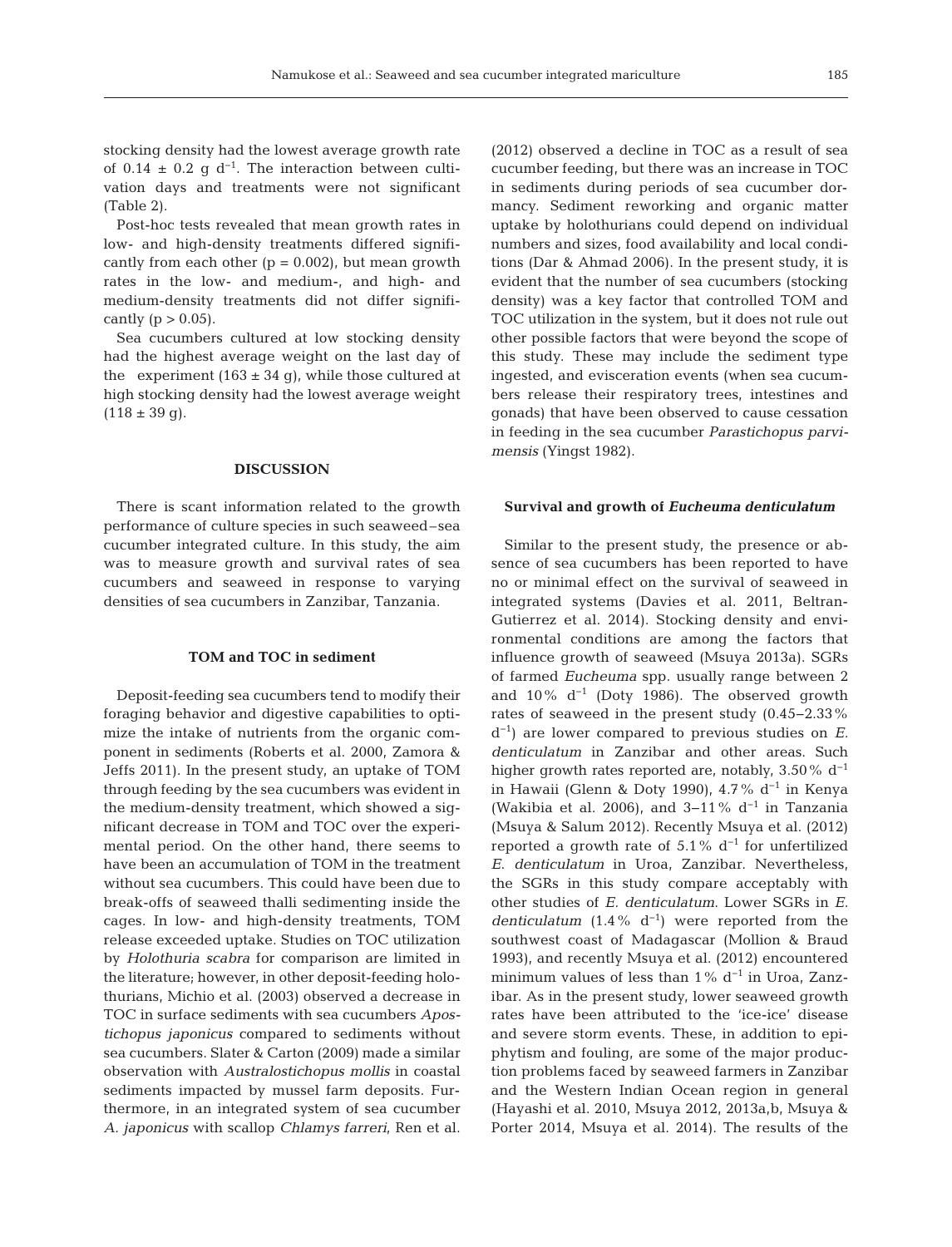stocking density had the lowest average growth rate of 0.14 ± 0.2 g $d^{-1}$. The interaction between cultivation days and treatments were not significant (Table 2).

Post-hoc tests revealed that mean growth rates in low- and high-density treatments differed significantly from each other ($p = 0.002$), but mean growth rates in the low- and medium-, and high- and medium-density treatments did not differ significantly ($p > 0.05$).

Sea cucumbers cultured at low stocking density had the highest average weight on the last day of the experiment (163 ± 34 g), while those cultured at high stocking density had the lowest average weight (118 ± 39 g).

## DISCUSSION

There is scant information related to the growth performance of culture species in such seaweed–sea cucumber integrated culture. In this study, the aim was to measure growth and survival rates of sea cucumbers and seaweed in response to varying densities of sea cucumbers in Zanzibar, Tanzania.

### TOM and TOC in sediment

Deposit-feeding sea cucumbers tend to modify their foraging behavior and digestive capabilities to optimize the intake of nutrients from the organic component in sediments (Roberts et al. 2000, Zamora & Jeffs 2011). In the present study, an uptake of TOM through feeding by the sea cucumbers was evident in the medium-density treatment, which showed a significant decrease in TOM and TOC over the experimental period. On the other hand, there seems to have been an accumulation of TOM in the treatment without sea cucumbers. This could have been due to break-offs of seaweed thalli sedimenting inside the cages. In low- and high-density treatments, TOM release exceeded uptake. Studies on TOC utilization by *Holothuria scabra* for comparison are limited in the literature; however, in other deposit-feeding holothurians, Michio et al. (2003) observed a decrease in TOC in surface sediments with sea cucumbers *Apostichopus japonicus* compared to sediments without sea cucumbers. Slater & Carton (2009) made a similar observation with *Australostichopus mollis* in coastal sediments impacted by mussel farm deposits. Furthermore, in an integrated system of sea cucumber *A. japonicus* with scallop *Chlamys farreri*, Ren et al. (2012) observed a decline in TOC as a result of sea cucumber feeding, but there was an increase in TOC in sediments during periods of sea cucumber dormancy. Sediment reworking and organic matter uptake by holothurians could depend on individual numbers and sizes, food availability and local conditions (Dar & Ahmad 2006). In the present study, it is evident that the number of sea cucumbers (stocking density) was a key factor that controlled TOM and TOC utilization in the system, but it does not rule out other possible factors that were beyond the scope of this study. These may include the sediment type ingested, and evisceration events (when sea cucumbers release their respiratory trees, intestines and gonads) that have been observed to cause cessation in feeding in the sea cucumber *Parastichopus parvimensis* (Yingst 1982).

### Survival and growth of *Eucheuma denticulatum*

Similar to the present study, the presence or absence of sea cucumbers has been reported to have no or minimal effect on the survival of seaweed in integrated systems (Davies et al. 2011, Beltran-Gutierrez et al. 2014). Stocking density and environmental conditions are among the factors that influence growth of seaweed (Msuya 2013a). SGRs of farmed *Eucheuma* spp. usually range between 2 and 10% $d^{-1}$ (Doty 1986). The observed growth rates of seaweed in the present study (0.45–2.33% $d^{-1}$) are lower compared to previous studies on *E. denticulatum* in Zanzibar and other areas. Such higher growth rates reported are, notably, 3.50% $d^{-1}$ in Hawaii (Glenn & Doty 1990), 4.7% $d^{-1}$ in Kenya (Wakibia et al. 2006), and 3–11% $d^{-1}$ in Tanzania (Msuya & Salum 2012). Recently Msuya et al. (2012) reported a growth rate of 5.1% $d^{-1}$ for unfertilized *E. denticulatum* in Uroa, Zanzibar. Nevertheless, the SGRs in this study compare acceptably with other studies of *E. denticulatum*. Lower SGRs in *E. denticulatum* (1.4% $d^{-1}$) were reported from the southwest coast of Madagascar (Mollion & Braud 1993), and recently Msuya et al. (2012) encountered minimum values of less than 1% $d^{-1}$ in Uroa, Zanzibar. As in the present study, lower seaweed growth rates have been attributed to the 'ice-ice' disease and severe storm events. These, in addition to epiphytism and fouling, are some of the major production problems faced by seaweed farmers in Zanzibar and the Western Indian Ocean region in general (Hayashi et al. 2010, Msuya 2012, 2013a,b, Msuya & Porter 2014, Msuya et al. 2014). The results of the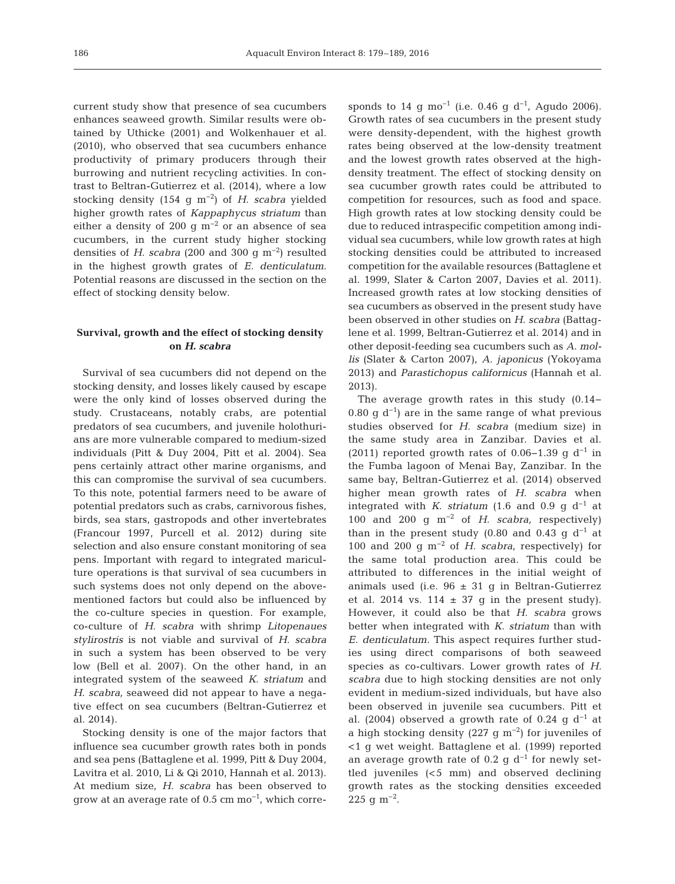current study show that presence of sea cucumbers enhances seaweed growth. Similar results were obtained by Uthicke (2001) and Wolkenhauer et al. (2010), who observed that sea cucumbers enhance productivity of primary producers through their burrowing and nutrient recycling activities. In contrast to Beltran-Gutierrez et al. (2014), where a low stocking density (154 g $m^{-2}$) of *H. scabra* yielded higher growth rates of *Kappaphycus striatum* than either a density of 200 g $m^{-2}$ or an absence of sea cucumbers, in the current study higher stocking densities of *H. scabra* (200 and 300 g $m^{-2}$) resulted in the highest growth grates of *E. denticulatum*. Potential reasons are discussed in the section on the effect of stocking density below.

### Survival, growth and the effect of stocking density on *H. scabra*

Survival of sea cucumbers did not depend on the stocking density, and losses likely caused by escape were the only kind of losses observed during the study. Crustaceans, notably crabs, are potential predators of sea cucumbers, and juvenile holothurians are more vulnerable compared to medium-sized individuals (Pitt & Duy 2004, Pitt et al. 2004). Sea pens certainly attract other marine organisms, and this can compromise the survival of sea cucumbers. To this note, potential farmers need to be aware of potential predators such as crabs, carnivorous fishes, birds, sea stars, gastropods and other invertebrates (Francour 1997, Purcell et al. 2012) during site selection and also ensure constant monitoring of sea pens. Important with regard to integrated mariculture operations is that survival of sea cucumbers in such systems does not only depend on the above-mentioned factors but could also be influenced by the co-culture species in question. For example, co-culture of *H. scabra* with shrimp *Litopenaues stylirostris* is not viable and survival of *H. scabra* in such a system has been observed to be very low (Bell et al. 2007). On the other hand, in an integrated system of the seaweed *K. striatum* and *H. scabra*, seaweed did not appear to have a negative effect on sea cucumbers (Beltran-Gutierrez et al. 2014).

Stocking density is one of the major factors that influence sea cucumber growth rates both in ponds and sea pens (Battaglene et al. 1999, Pitt & Duy 2004, Lavitra et al. 2010, Li & Qi 2010, Hannah et al. 2013). At medium size, *H. scabra* has been observed to grow at an average rate of 0.5 cm $mo^{-1}$, which corresponds to 14 g $mo^{-1}$ (i.e. 0.46 g $d^{-1}$, Agudo 2006). Growth rates of sea cucumbers in the present study were density-dependent, with the highest growth rates being observed at the low-density treatment and the lowest growth rates observed at the high-density treatment. The effect of stocking density on sea cucumber growth rates could be attributed to competition for resources, such as food and space. High growth rates at low stocking density could be due to reduced intraspecific competition among individual sea cucumbers, while low growth rates at high stocking densities could be attributed to increased competition for the available resources (Battaglene et al. 1999, Slater & Carton 2007, Davies et al. 2011). Increased growth rates at low stocking densities of sea cucumbers as observed in the present study have been observed in other studies on *H. scabra* (Battaglene et al. 1999, Beltran-Gutierrez et al. 2014) and in other deposit-feeding sea cucumbers such as *A. mollis* (Slater & Carton 2007), *A. japonicus* (Yokoyama 2013) and *Parastichopus californicus* (Hannah et al. 2013).

The average growth rates in this study (0.14–0.80 g $d^{-1}$) are in the same range of what previous studies observed for *H. scabra* (medium size) in the same study area in Zanzibar. Davies et al. (2011) reported growth rates of 0.06–1.39 g $d^{-1}$ in the Fumba lagoon of Menai Bay, Zanzibar. In the same bay, Beltran-Gutierrez et al. (2014) observed higher mean growth rates of *H. scabra* when integrated with *K. striatum* (1.6 and 0.9 g $d^{-1}$ at 100 and 200 g $m^{-2}$ of *H. scabra,* respectively) than in the present study (0.80 and 0.43 g $d^{-1}$ at 100 and 200 g $m^{-2}$ of *H. scabra*, respectively) for the same total production area. This could be attributed to differences in the initial weight of animals used (i.e. 96 ± 31 g in Beltran-Gutierrez et al. 2014 vs. 114 ± 37 g in the present study). However, it could also be that *H. scabra* grows better when integrated with *K. striatum* than with *E. denticulatum.* This aspect requires further studies using direct comparisons of both seaweed species as co-cultivars. Lower growth rates of *H. scabra* due to high stocking densities are not only evident in medium-sized individuals, but have also been observed in juvenile sea cucumbers. Pitt et al. (2004) observed a growth rate of 0.24 g $d^{-1}$ at a high stocking density (227 g $m^{-2}$) for juveniles of <1 g wet weight. Battaglene et al. (1999) reported an average growth rate of 0.2 g $d^{-1}$ for newly settled juveniles (<5 mm) and observed declining growth rates as the stocking densities exceeded 225 g $m^{-2}$.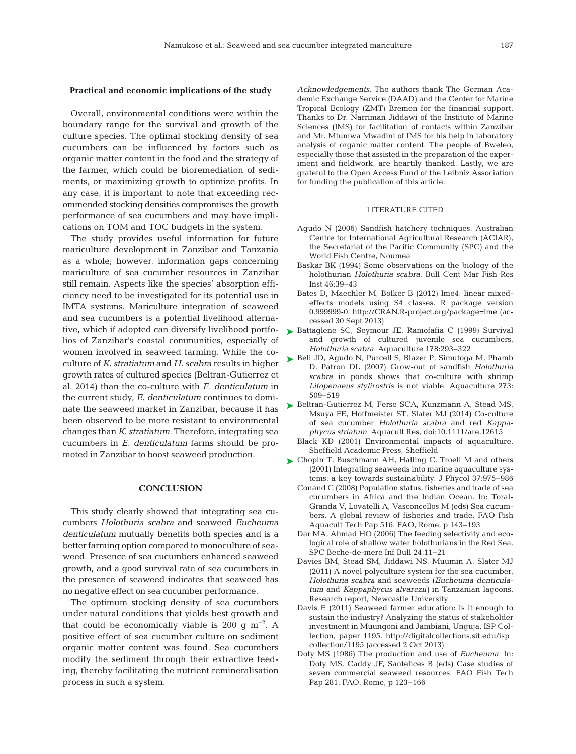### Practical and economic implications of the study

Overall, environmental conditions were within the boundary range for the survival and growth of the culture species. The optimal stocking density of sea cucumbers can be influenced by factors such as organic matter content in the food and the strategy of the farmer, which could be bioremediation of sediments, or maximizing growth to optimize profits. In any case, it is important to note that exceeding recommended stocking densities compromises the growth performance of sea cucumbers and may have implications on TOM and TOC budgets in the system.

The study provides useful information for future mariculture development in Zanzibar and Tanzania as a whole; however, information gaps concerning mariculture of sea cucumber resources in Zanzibar still remain. Aspects like the species' absorption efficiency need to be investigated for its potential use in IMTA systems. Mariculture integration of seaweed and sea cucumbers is a potential livelihood alternative, which if adopted can diversify livelihood portfolios of Zanzibar's coastal communities, especially of women involved in seaweed farming. While the co-culture of *K. stratiatum* and *H. scabra* results in higher growth rates of cultured species (Beltran-Gutierrez et al. 2014) than the co-culture with *E. denticulatum* in the current study, *E. denticulatum* continues to dominate the seaweed market in Zanzibar, because it has been observed to be more resistant to environmental changes than *K. stratiatum*. Therefore, integrating sea cucumbers in *E. denticulatum* farms should be promoted in Zanzibar to boost seaweed production.

## CONCLUSION

This study clearly showed that integrating sea cucumbers *Holothuria scabra* and seaweed *Eucheuma denticulatum* mutually benefits both species and is a better farming option compared to monoculture of seaweed. Presence of sea cucumbers enhanced seaweed growth, and a good survival rate of sea cucumbers in the presence of seaweed indicates that seaweed has no negative effect on sea cucumber performance.

The optimum stocking density of sea cucumbers under natural conditions that yields best growth and that could be economically viable is 200 g $m^{-2}$. A positive effect of sea cucumber culture on sediment organic matter content was found. Sea cucumbers modify the sediment through their extractive feeding, thereby facilitating the nutrient remineralisation process in such a system.

*Acknowledgements.* The authors thank The German Academic Exchange Service (DAAD) and the Center for Marine Tropical Ecology (ZMT) Bremen for the financial support. Thanks to Dr. Narriman Jiddawi of the Institute of Marine Sciences (IMS) for facilitation of contacts within Zanzibar and Mr. Mtumwa Mwadini of IMS for his help in laboratory analysis of organic matter content. The people of Bweleo, especially those that assisted in the preparation of the experiment and fieldwork, are heartily thanked. Lastly, we are grateful to the Open Access Fund of the Leibniz Association for funding the publication of this article.

## LITERATURE CITED

- Agudo N (2006) Sandfish hatchery techniques. Australian Centre for International Agricultural Research (ACIAR), the Secretariat of the Pacific Community (SPC) and the World Fish Centre, Noumea
- Baskar BK (1994) Some observations on the biology of the holothurian *Holothuria scabra.* Bull Cent Mar Fish Res Inst 46:39−43
- Bates D, Maechler M, Bolker B (2012) lme4: linear mixed-effects models using S4 classes. R package version 0.999999-0. http://CRAN.R-project.org/package=lme (accessed 30 Sept 2013)
- Battaglene SC, Seymour JE, Ramofafia C (1999) Survival and growth of cultured juvenile sea cucumbers, *Holothuria scabra.* Aquaculture 178:293−322
- Bell JD, Agudo N, Purcell S, Blazer P, Simutoga M, Phamb D, Patron DL (2007) Grow-out of sandfish *Holothuria scabra* in ponds shows that co-culture with shrimp *Litopenaeus stylirostris* is not viable. Aquaculture 273: 509−519
- Beltran-Gutierrez M, Ferse SCA, Kunzmann A, Stead MS, Msuya FE, Hoffmeister ST, Slater MJ (2014) Co-culture of sea cucumber *Holothuria scabra* and red *Kappaphycus striatum.* Aquacult Res, doi:10.1111/are.12615
- Black KD (2001) Environmental impacts of aquaculture. Sheffield Academic Press, Sheffield
- Chopin T, Buschmann AH, Halling C, Troell M and others (2001) Integrating seaweeds into marine aquaculture systems: a key towards sustainability. J Phycol 37:975−986
- Conand C (2008) Population status, fisheries and trade of sea cucumbers in Africa and the Indian Ocean. In: Toral-Granda V, Lovatelli A, Vasconcellos M (eds) Sea cucumbers. A global review of fisheries and trade. FAO Fish Aquacult Tech Pap 516. FAO, Rome, p 143−193
- Dar MA, Ahmad HO (2006) The feeding selectivity and ecological role of shallow water holothurians in the Red Sea. SPC Beche-de-mere Inf Bull 24:11−21
- Davies BM, Stead SM, Jiddawi NS, Muumin A, Slater MJ (2011) A novel polyculture system for the sea cucumber, *Holothuria scabra* and seaweeds (*Eucheuma denticulatum* and *Kappaphycus alvarezii*) in Tanzanian lagoons. Research report, Newcastle University
- Davis E (2011) Seaweed farmer education: Is it enough to sustain the industry? Analyzing the status of stakeholder investment in Muungoni and Jambiani, Unguja. ISP Collection, paper 1195. http://digitalcollections.sit.edu/isp_collection/1195 (accessed 2 Oct 2013)
- Doty MS (1986) The production and use of *Eucheuma.* In: Doty MS, Caddy JF, Santelices B (eds) Case studies of seven commercial seaweed resources. FAO Fish Tech Pap 281. FAO, Rome, p 123−166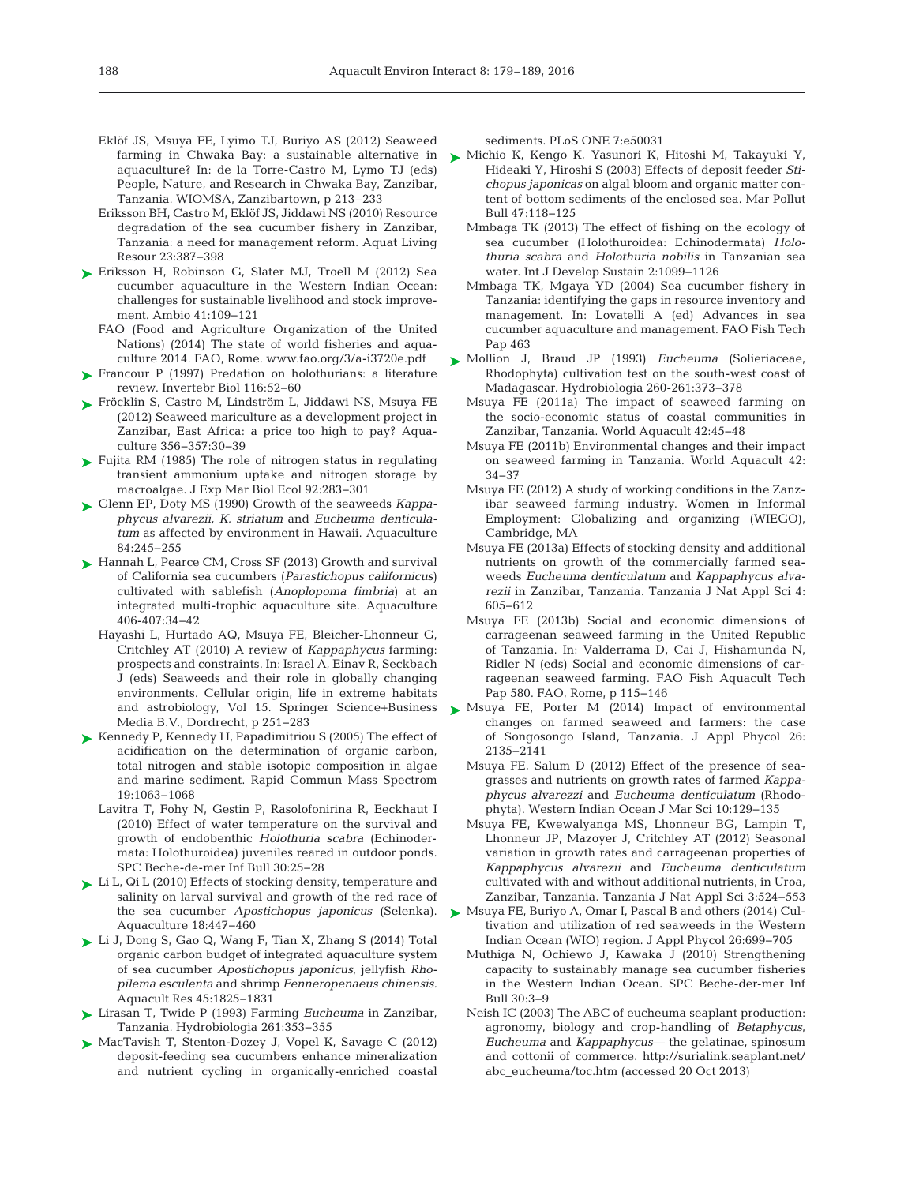Eklöf JS, Msuya FE, Lyimo TJ, Buriyo AS (2012) Seaweed farming in Chwaka Bay: a sustainable alternative in aquaculture? In: de la Torre-Castro M, Lymo TJ (eds) People, Nature, and Research in Chwaka Bay, Zanzibar, Tanzania. WIOMSA, Zanzibartown, p 213−233

Eriksson BH, Castro M, Eklöf JS, Jiddawi NS (2010) Resource degradation of the sea cucumber fishery in Zanzibar, Tanzania: a need for management reform. Aquat Living Resour 23:387−398

Eriksson H, Robinson G, Slater MJ, Troell M (2012) Sea cucumber aquaculture in the Western Indian Ocean: challenges for sustainable livelihood and stock improvement. Ambio 41:109−121

FAO (Food and Agriculture Organization of the United Nations) (2014) The state of world fisheries and aquaculture 2014. FAO, Rome. www.fao.org/3/a-i3720e.pdf

Francour P (1997) Predation on holothurians: a literature review. Invertebr Biol 116:52−60

Fröcklin S, Castro M, Lindström L, Jiddawi NS, Msuya FE (2012) Seaweed mariculture as a development project in Zanzibar, East Africa: a price too high to pay? Aquaculture 356−357:30−39

Fujita RM (1985) The role of nitrogen status in regulating transient ammonium uptake and nitrogen storage by macroalgae. J Exp Mar Biol Ecol 92:283−301

Glenn EP, Doty MS (1990) Growth of the seaweeds *Kappaphycus alvarezii, K. striatum* and *Eucheuma denticulatum* as affected by environment in Hawaii. Aquaculture 84:245−255

Hannah L, Pearce CM, Cross SF (2013) Growth and survival of California sea cucumbers (*Parastichopus californicus*) cultivated with sablefish (*Anoplopoma fimbria*) at an integrated multi-trophic aquaculture site. Aquaculture 406-407:34−42

Hayashi L, Hurtado AQ, Msuya FE, Bleicher-Lhonneur G, Critchley AT (2010) A review of *Kappaphycus* farming: prospects and constraints. In: Israel A, Einav R, Seckbach J (eds) Seaweeds and their role in globally changing environments. Cellular origin, life in extreme habitats and astrobiology, Vol 15. Springer Science+Business Media B.V., Dordrecht, p 251−283

Kennedy P, Kennedy H, Papadimitriou S (2005) The effect of acidification on the determination of organic carbon, total nitrogen and stable isotopic composition in algae and marine sediment. Rapid Commun Mass Spectrom 19:1063−1068

Lavitra T, Fohy N, Gestin P, Rasolofonirina R, Eeckhaut I (2010) Effect of water temperature on the survival and growth of endobenthic *Holothuria scabra* (Echinodermata: Holothuroidea) juveniles reared in outdoor ponds. SPC Beche-de-mer Inf Bull 30:25−28

Li L, Qi L (2010) Effects of stocking density, temperature and salinity on larval survival and growth of the red race of the sea cucumber *Apostichopus japonicus* (Selenka). Aquaculture 18:447−460

Li J, Dong S, Gao Q, Wang F, Tian X, Zhang S (2014) Total organic carbon budget of integrated aquaculture system of sea cucumber *Apostichopus japonicus*, jellyfish *Rhopilema esculenta* and shrimp *Fenneropenaeus chinensis.* Aquacult Res 45:1825−1831

Lirasan T, Twide P (1993) Farming *Eucheuma* in Zanzibar, Tanzania. Hydrobiologia 261:353−355

MacTavish T, Stenton-Dozey J, Vopel K, Savage C (2012) deposit-feeding sea cucumbers enhance mineralization and nutrient cycling in organically-enriched coastal sediments. PLoS ONE 7:e50031

Michio K, Kengo K, Yasunori K, Hitoshi M, Takayuki Y, Hideaki Y, Hiroshi S (2003) Effects of deposit feeder *Stichopus japonicas* on algal bloom and organic matter content of bottom sediments of the enclosed sea. Mar Pollut Bull 47:118−125

Mmbaga TK (2013) The effect of fishing on the ecology of sea cucumber (Holothuroidea: Echinodermata) *Holothuria scabra* and *Holothuria nobilis* in Tanzanian sea water. Int J Develop Sustain 2:1099−1126

Mmbaga TK, Mgaya YD (2004) Sea cucumber fishery in Tanzania: identifying the gaps in resource inventory and management. In: Lovatelli A (ed) Advances in sea cucumber aquaculture and management. FAO Fish Tech Pap 463

Mollion J, Braud JP (1993) *Eucheuma* (Solieriaceae, Rhodophyta) cultivation test on the south-west coast of Madagascar. Hydrobiologia 260-261:373−378

Msuya FE (2011a) The impact of seaweed farming on the socio-economic status of coastal communities in Zanzibar, Tanzania. World Aquacult 42:45−48

Msuya FE (2011b) Environmental changes and their impact on seaweed farming in Tanzania. World Aquacult 42: 34−37

Msuya FE (2012) A study of working conditions in the Zanzibar seaweed farming industry. Women in Informal Employment: Globalizing and organizing (WIEGO), Cambridge, MA

Msuya FE (2013a) Effects of stocking density and additional nutrients on growth of the commercially farmed seaweeds *Eucheuma denticulatum* and *Kappaphycus alvarezii* in Zanzibar, Tanzania. Tanzania J Nat Appl Sci 4: 605−612

Msuya FE (2013b) Social and economic dimensions of carrageenan seaweed farming in the United Republic of Tanzania. In: Valderrama D, Cai J, Hishamunda N, Ridler N (eds) Social and economic dimensions of carrageenan seaweed farming. FAO Fish Aquacult Tech Pap 580. FAO, Rome, p 115−146

Msuya FE, Porter M (2014) Impact of environmental changes on farmed seaweed and farmers: the case of Songosongo Island, Tanzania. J Appl Phycol 26: 2135−2141

Msuya FE, Salum D (2012) Effect of the presence of seagrasses and nutrients on growth rates of farmed *Kappaphycus alvarezzi* and *Eucheuma denticulatum* (Rhodophyta). Western Indian Ocean J Mar Sci 10:129−135

Msuya FE, Kwewalyanga MS, Lhonneur BG, Lampin T, Lhonneur JP, Mazoyer J, Critchley AT (2012) Seasonal variation in growth rates and carrageenan properties of *Kappaphycus alvarezii* and *Eucheuma denticulatum* cultivated with and without additional nutrients, in Uroa, Zanzibar, Tanzania. Tanzania J Nat Appl Sci 3:524−553

Msuya FE, Buriyo A, Omar I, Pascal B and others (2014) Cultivation and utilization of red seaweeds in the Western Indian Ocean (WIO) region. J Appl Phycol 26:699−705

Muthiga N, Ochiewo J, Kawaka J (2010) Strengthening capacity to sustainably manage sea cucumber fisheries in the Western Indian Ocean. SPC Beche-der-mer Inf Bull 30:3−9

Neish IC (2003) The ABC of eucheuma seaplant production: agronomy, biology and crop-handling of *Betaphycus*, *Eucheuma* and *Kappaphycus*— the gelatinae, spinosum and cottonii of commerce. http://surialink.seaplant.net/abc_eucheuma/toc.htm (accessed 20 Oct 2013)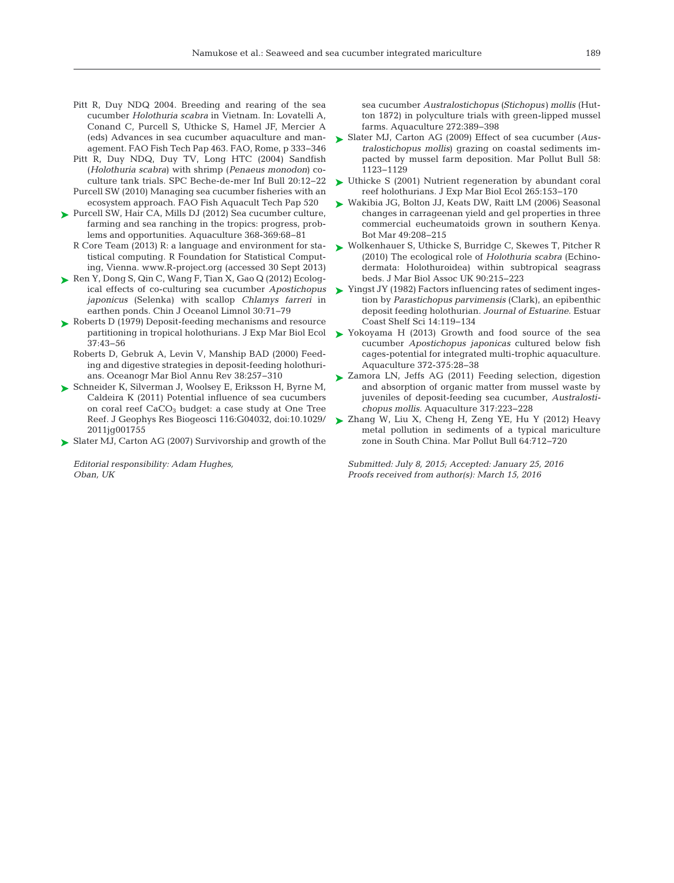Pitt R, Duy NDQ 2004. Breeding and rearing of the sea cucumber *Holothuria scabra* in Vietnam. In: Lovatelli A, Conand C, Purcell S, Uthicke S, Hamel JF, Mercier A (eds) Advances in sea cucumber aquaculture and management. FAO Fish Tech Pap 463. FAO, Rome, p 333–346

Pitt R, Duy NDQ, Duy TV, Long HTC (2004) Sandfish (*Holothuria scabra*) with shrimp (*Penaeus monodon*) co-culture tank trials. SPC Beche-de-mer Inf Bull 20:12–22

Purcell SW (2010) Managing sea cucumber fisheries with an ecosystem approach. FAO Fish Aquacult Tech Pap 520

Purcell SW, Hair CA, Mills DJ (2012) Sea cucumber culture, farming and sea ranching in the tropics: progress, problems and opportunities. Aquaculture 368-369:68–81

R Core Team (2013) R: a language and environment for statistical computing. R Foundation for Statistical Computing, Vienna. www.R-project.org (accessed 30 Sept 2013)

Ren Y, Dong S, Qin C, Wang F, Tian X, Gao Q (2012) Ecological effects of co-culturing sea cucumber *Apostichopus japonicus* (Selenka) with scallop *Chlamys farreri* in earthen ponds. Chin J Oceanol Limnol 30:71–79

Roberts D (1979) Deposit-feeding mechanisms and resource partitioning in tropical holothurians. J Exp Mar Biol Ecol 37:43–56

Roberts D, Gebruk A, Levin V, Manship BAD (2000) Feeding and digestive strategies in deposit-feeding holothurians. Oceanogr Mar Biol Annu Rev 38:257–310

Schneider K, Silverman J, Woolsey E, Eriksson H, Byrne M, Caldeira K (2011) Potential influence of sea cucumbers on coral reef $CaCO_3$ budget: a case study at One Tree Reef. J Geophys Res Biogeosci 116:G04032, doi:10.1029/2011jg001755

Slater MJ, Carton AG (2007) Survivorship and growth of the sea cucumber *Australostichopus* (*Stichopus*) *mollis* (Hutton 1872) in polyculture trials with green-lipped mussel farms. Aquaculture 272:389–398

Slater MJ, Carton AG (2009) Effect of sea cucumber (*Australostichopus mollis*) grazing on coastal sediments impacted by mussel farm deposition. Mar Pollut Bull 58: 1123–1129

Uthicke S (2001) Nutrient regeneration by abundant coral reef holothurians. J Exp Mar Biol Ecol 265:153–170

Wakibia JG, Bolton JJ, Keats DW, Raitt LM (2006) Seasonal changes in carrageenan yield and gel properties in three commercial eucheumatoids grown in southern Kenya. Bot Mar 49:208–215

Wolkenhauer S, Uthicke S, Burridge C, Skewes T, Pitcher R (2010) The ecological role of *Holothuria scabra* (Echinodermata: Holothuroidea) within subtropical seagrass beds. J Mar Biol Assoc UK 90:215–223

Yingst JY (1982) Factors influencing rates of sediment ingestion by *Parastichopus parvimensis* (Clark), an epibenthic deposit feeding holothurian. *Journal of Estuarine*. Estuar Coast Shelf Sci 14:119–134

Yokoyama H (2013) Growth and food source of the sea cucumber *Apostichopus japonicas* cultured below fish cages-potential for integrated multi-trophic aquaculture. Aquaculture 372-375:28–38

Zamora LN, Jeffs AG (2011) Feeding selection, digestion and absorption of organic matter from mussel waste by juveniles of deposit-feeding sea cucumber, *Australostichopus mollis*. Aquaculture 317:223–228

Zhang W, Liu X, Cheng H, Zeng YE, Hu Y (2012) Heavy metal pollution in sediments of a typical mariculture zone in South China. Mar Pollut Bull 64:712–720

*Editorial responsibility: Adam Hughes, Oban, UK*

*Submitted: July 8, 2015; Accepted: January 25, 2016*
*Proofs received from author(s): March 15, 2016*